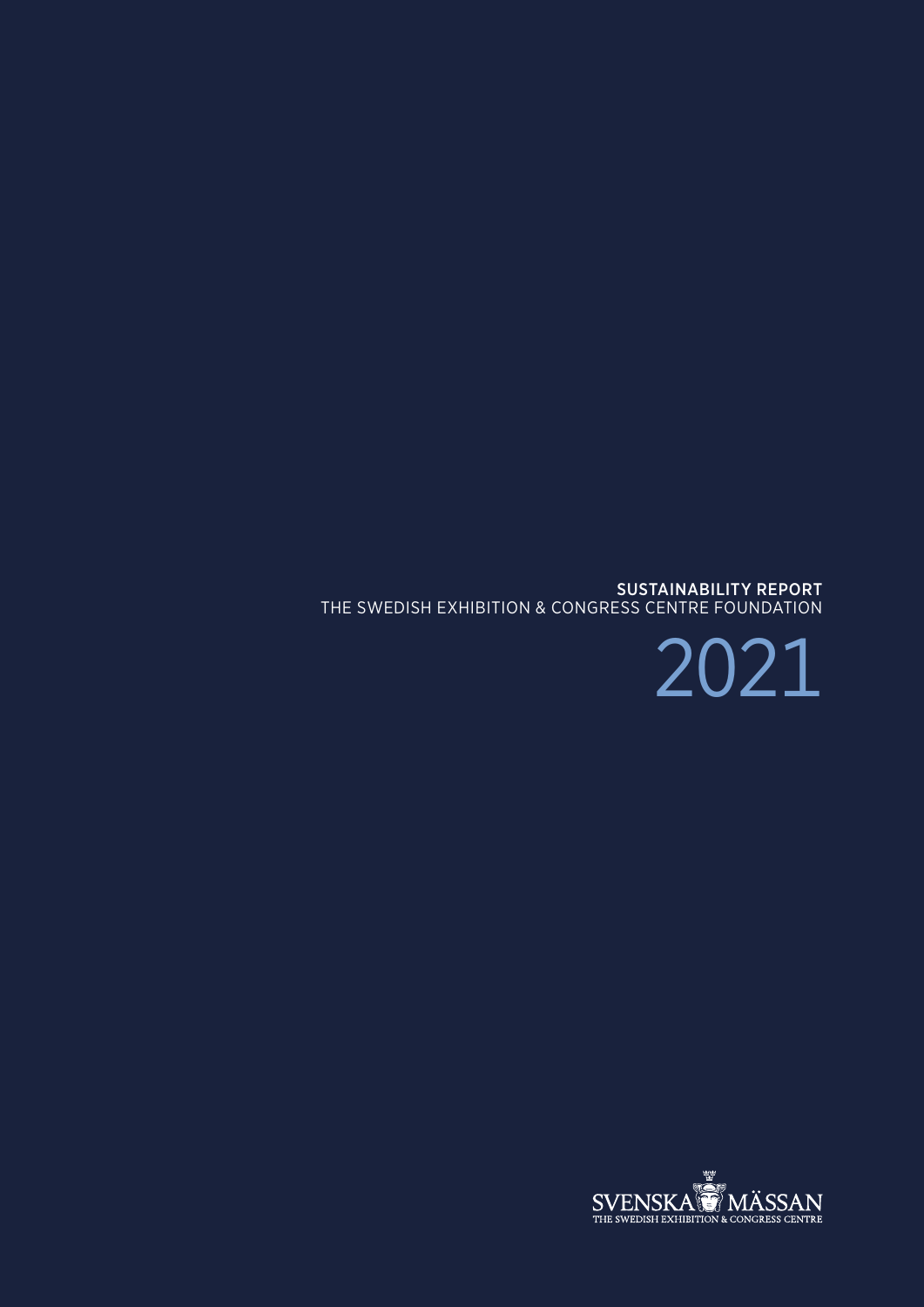# SUSTAINABILITY REPORT

THE SWEDISH EXHIBITION & CONGRESS CENTRE FOUNDATION

2021

SVENSKA MÄSSAN
THE SWEDISH EXHIBITION & CONGRESS CENTRE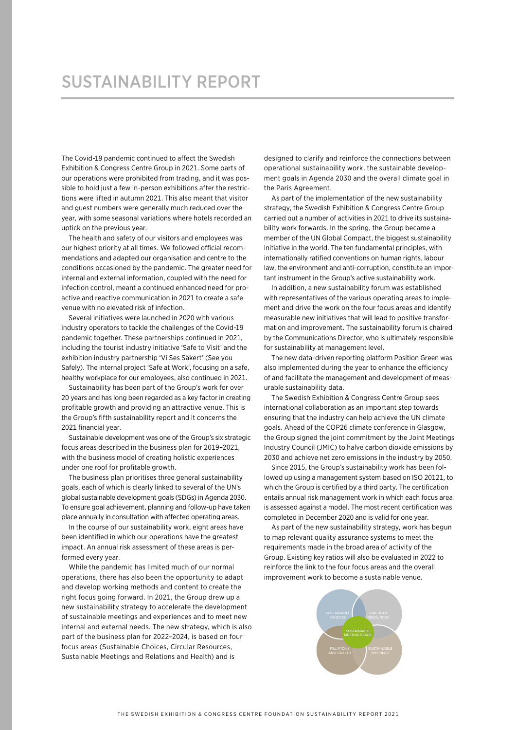# SUSTAINABILITY REPORT

The Covid-19 pandemic continued to affect the Swedish Exhibition & Congress Centre Group in 2021. Some parts of our operations were prohibited from trading, and it was possible to hold just a few in-person exhibitions after the restrictions were lifted in autumn 2021. This also meant that visitor and guest numbers were generally much reduced over the year, with some seasonal variations where hotels recorded an uptick on the previous year.

The health and safety of our visitors and employees was our highest priority at all times. We followed official recommendations and adapted our organisation and centre to the conditions occasioned by the pandemic. The greater need for internal and external information, coupled with the need for infection control, meant a continued enhanced need for proactive and reactive communication in 2021 to create a safe venue with no elevated risk of infection.

Several initiatives were launched in 2020 with various industry operators to tackle the challenges of the Covid-19 pandemic together. These partnerships continued in 2021, including the tourist industry initiative 'Safe to Visit' and the exhibition industry partnership 'Vi Ses Säkert' (See you Safely). The internal project 'Safe at Work', focusing on a safe, healthy workplace for our employees, also continued in 2021.

Sustainability has been part of the Group's work for over 20 years and has long been regarded as a key factor in creating profitable growth and providing an attractive venue. This is the Group's fifth sustainability report and it concerns the 2021 financial year.

Sustainable development was one of the Group's six strategic focus areas described in the business plan for 2019–2021, with the business model of creating holistic experiences under one roof for profitable growth.

The business plan prioritises three general sustainability goals, each of which is clearly linked to several of the UN's global sustainable development goals (SDGs) in Agenda 2030. To ensure goal achievement, planning and follow-up have taken place annually in consultation with affected operating areas.

In the course of our sustainability work, eight areas have been identified in which our operations have the greatest impact. An annual risk assessment of these areas is performed every year.

While the pandemic has limited much of our normal operations, there has also been the opportunity to adapt and develop working methods and content to create the right focus going forward. In 2021, the Group drew up a new sustainability strategy to accelerate the development of sustainable meetings and experiences and to meet new internal and external needs. The new strategy, which is also part of the business plan for 2022–2024, is based on four focus areas (Sustainable Choices, Circular Resources, Sustainable Meetings and Relations and Health) and is designed to clarify and reinforce the connections between operational sustainability work, the sustainable development goals in Agenda 2030 and the overall climate goal in the Paris Agreement.

As part of the implementation of the new sustainability strategy, the Swedish Exhibition & Congress Centre Group carried out a number of activities in 2021 to drive its sustainability work forwards. In the spring, the Group became a member of the UN Global Compact, the biggest sustainability initiative in the world. The ten fundamental principles, with internationally ratified conventions on human rights, labour law, the environment and anti-corruption, constitute an important instrument in the Group's active sustainability work.

In addition, a new sustainability forum was established with representatives of the various operating areas to implement and drive the work on the four focus areas and identify measurable new initiatives that will lead to positive transformation and improvement. The sustainability forum is chaired by the Communications Director, who is ultimately responsible for sustainability at management level.

The new data-driven reporting platform Position Green was also implemented during the year to enhance the efficiency of and facilitate the management and development of measurable sustainability data.

The Swedish Exhibition & Congress Centre Group sees international collaboration as an important step towards ensuring that the industry can help achieve the UN climate goals. Ahead of the COP26 climate conference in Glasgow, the Group signed the joint commitment by the Joint Meetings Industry Council (JMIC) to halve carbon dioxide emissions by 2030 and achieve net zero emissions in the industry by 2050.

Since 2015, the Group's sustainability work has been followed up using a management system based on ISO 20121, to which the Group is certified by a third party. The certification entails annual risk management work in which each focus area is assessed against a model. The most recent certification was completed in December 2020 and is valid for one year.

As part of the new sustainability strategy, work has begun to map relevant quality assurance systems to meet the requirements made in the broad area of activity of the Group. Existing key ratios will also be evaluated in 2022 to reinforce the link to the four focus areas and the overall improvement work to become a sustainable venue.

SUSTAINABLE CHOICES | CIRCULAR RESOURCES | SUSTAINABLE MEETING PLACE | RELATIONS AND HEALTH | SUSTAINABLE MEETINGS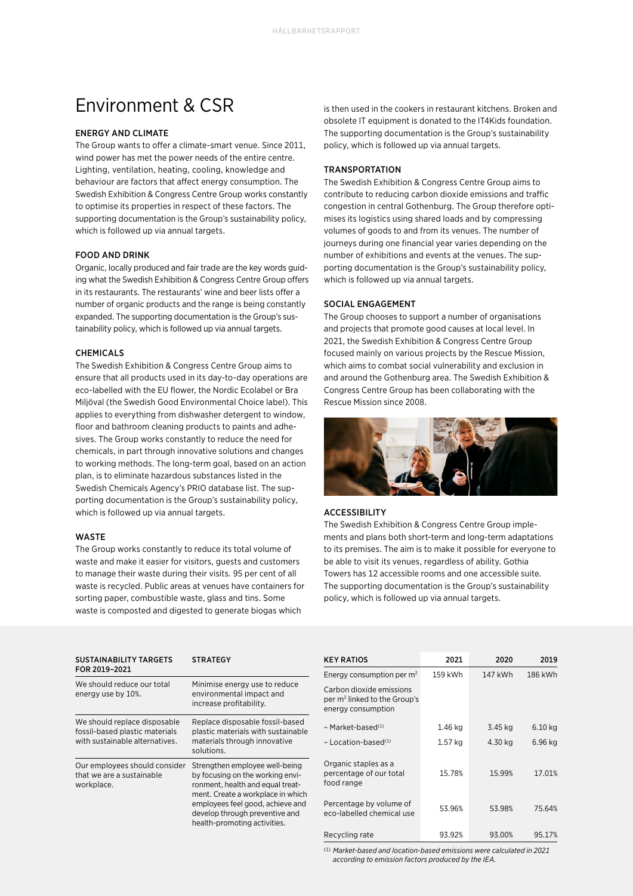# Environment & CSR

## ENERGY AND CLIMATE

The Group wants to offer a climate-smart venue. Since 2011, wind power has met the power needs of the entire centre. Lighting, ventilation, heating, cooling, knowledge and behaviour are factors that affect energy consumption. The Swedish Exhibition & Congress Centre Group works constantly to optimise its properties in respect of these factors. The supporting documentation is the Group's sustainability policy, which is followed up via annual targets.

## FOOD AND DRINK

Organic, locally produced and fair trade are the key words guiding what the Swedish Exhibition & Congress Centre Group offers in its restaurants. The restaurants' wine and beer lists offer a number of organic products and the range is being constantly expanded. The supporting documentation is the Group's sustainability policy, which is followed up via annual targets.

## CHEMICALS

The Swedish Exhibition & Congress Centre Group aims to ensure that all products used in its day-to-day operations are eco-labelled with the EU flower, the Nordic Ecolabel or Bra Miljöval (the Swedish Good Environmental Choice label). This applies to everything from dishwasher detergent to window, floor and bathroom cleaning products to paints and adhesives. The Group works constantly to reduce the need for chemicals, in part through innovative solutions and changes to working methods. The long-term goal, based on an action plan, is to eliminate hazardous substances listed in the Swedish Chemicals Agency's PRIO database list. The supporting documentation is the Group's sustainability policy, which is followed up via annual targets.

## WASTE

The Group works constantly to reduce its total volume of waste and make it easier for visitors, guests and customers to manage their waste during their visits. 95 per cent of all waste is recycled. Public areas at venues have containers for sorting paper, combustible waste, glass and tins. Some waste is composted and digested to generate biogas which is then used in the cookers in restaurant kitchens. Broken and obsolete IT equipment is donated to the IT4Kids foundation. The supporting documentation is the Group's sustainability policy, which is followed up via annual targets.

## TRANSPORTATION

The Swedish Exhibition & Congress Centre Group aims to contribute to reducing carbon dioxide emissions and traffic congestion in central Gothenburg. The Group therefore optimises its logistics using shared loads and by compressing volumes of goods to and from its venues. The number of journeys during one financial year varies depending on the number of exhibitions and events at the venues. The supporting documentation is the Group's sustainability policy, which is followed up via annual targets.

## SOCIAL ENGAGEMENT

The Group chooses to support a number of organisations and projects that promote good causes at local level. In 2021, the Swedish Exhibition & Congress Centre Group focused mainly on various projects by the Rescue Mission, which aims to combat social vulnerability and exclusion in and around the Gothenburg area. The Swedish Exhibition & Congress Centre Group has been collaborating with the Rescue Mission since 2008.

## ACCESSIBILITY

The Swedish Exhibition & Congress Centre Group implements and plans both short-term and long-term adaptations to its premises. The aim is to make it possible for everyone to be able to visit its venues, regardless of ability. Gothia Towers has 12 accessible rooms and one accessible suite. The supporting documentation is the Group's sustainability policy, which is followed up via annual targets.

| SUSTAINABILITY TARGETS FOR 2019–2021 | STRATEGY |
|---|---|
| We should reduce our total energy use by 10%. | Minimise energy use to reduce environmental impact and increase profitability. |
| We should replace disposable fossil-based plastic materials with sustainable alternatives. | Replace disposable fossil-based plastic materials with sustainable materials through innovative solutions. |
| Our employees should consider that we are a sustainable workplace. | Strengthen employee well-being by focusing on the working environment, health and equal treatment. Create a workplace in which employees feel good, achieve and develop through preventive and health-promoting activities. |

| KEY RATIOS | 2021 | 2020 | 2019 |
|---|---|---|---|
| Energy consumption per m² | 159 kWh | 147 kWh | 186 kWh |
| Carbon dioxide emissions per m² linked to the Group's energy consumption | | | |
| – Market-based[1] | 1.46 kg | 3.45 kg | 6.10 kg |
| – Location-based[1] | 1.57 kg | 4.30 kg | 6.96 kg |
| Organic staples as a percentage of our total food range | 15.78% | 15.99% | 17.01% |
| Percentage by volume of eco-labelled chemical use | 53.96% | 53.98% | 75.64% |
| Recycling rate | 93.92% | 93.00% | 95.17% |

[1] *Market-based and location-based emissions were calculated in 2021 according to emission factors produced by the IEA.*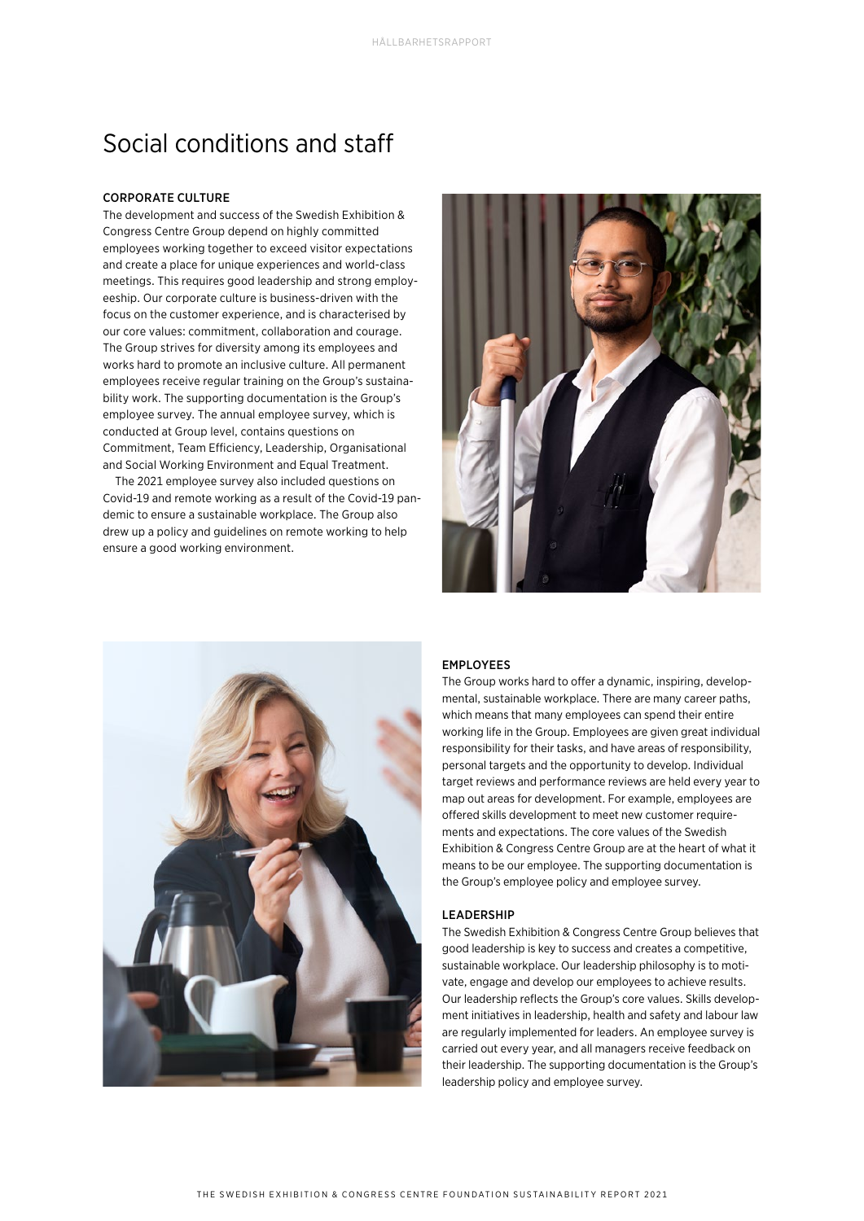# Social conditions and staff

## CORPORATE CULTURE

The development and success of the Swedish Exhibition & Congress Centre Group depend on highly committed employees working together to exceed visitor expectations and create a place for unique experiences and world-class meetings. This requires good leadership and strong employeeship. Our corporate culture is business-driven with the focus on the customer experience, and is characterised by our core values: commitment, collaboration and courage. The Group strives for diversity among its employees and works hard to promote an inclusive culture. All permanent employees receive regular training on the Group's sustainability work. The supporting documentation is the Group's employee survey. The annual employee survey, which is conducted at Group level, contains questions on Commitment, Team Efficiency, Leadership, Organisational and Social Working Environment and Equal Treatment.

The 2021 employee survey also included questions on Covid-19 and remote working as a result of the Covid-19 pandemic to ensure a sustainable workplace. The Group also drew up a policy and guidelines on remote working to help ensure a good working environment.

## EMPLOYEES

The Group works hard to offer a dynamic, inspiring, developmental, sustainable workplace. There are many career paths, which means that many employees can spend their entire working life in the Group. Employees are given great individual responsibility for their tasks, and have areas of responsibility, personal targets and the opportunity to develop. Individual target reviews and performance reviews are held every year to map out areas for development. For example, employees are offered skills development to meet new customer requirements and expectations. The core values of the Swedish Exhibition & Congress Centre Group are at the heart of what it means to be our employee. The supporting documentation is the Group's employee policy and employee survey.

## LEADERSHIP

The Swedish Exhibition & Congress Centre Group believes that good leadership is key to success and creates a competitive, sustainable workplace. Our leadership philosophy is to motivate, engage and develop our employees to achieve results. Our leadership reflects the Group's core values. Skills development initiatives in leadership, health and safety and labour law are regularly implemented for leaders. An employee survey is carried out every year, and all managers receive feedback on their leadership. The supporting documentation is the Group's leadership policy and employee survey.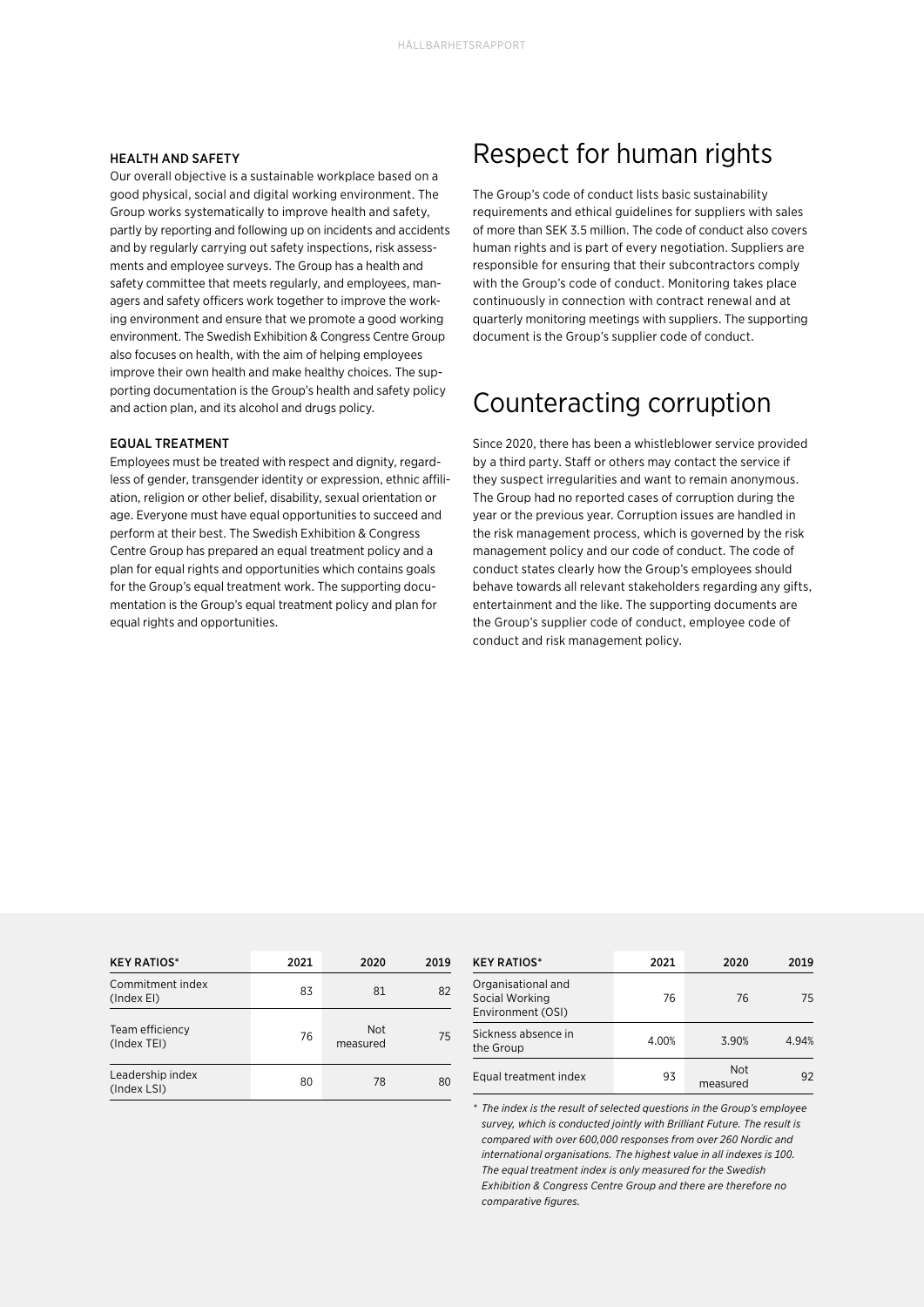### HEALTH AND SAFETY

Our overall objective is a sustainable workplace based on a good physical, social and digital working environment. The Group works systematically to improve health and safety, partly by reporting and following up on incidents and accidents and by regularly carrying out safety inspections, risk assessments and employee surveys. The Group has a health and safety committee that meets regularly, and employees, managers and safety officers work together to improve the working environment and ensure that we promote a good working environment. The Swedish Exhibition & Congress Centre Group also focuses on health, with the aim of helping employees improve their own health and make healthy choices. The supporting documentation is the Group's health and safety policy and action plan, and its alcohol and drugs policy.

### EQUAL TREATMENT

Employees must be treated with respect and dignity, regardless of gender, transgender identity or expression, ethnic affiliation, religion or other belief, disability, sexual orientation or age. Everyone must have equal opportunities to succeed and perform at their best. The Swedish Exhibition & Congress Centre Group has prepared an equal treatment policy and a plan for equal rights and opportunities which contains goals for the Group's equal treatment work. The supporting documentation is the Group's equal treatment policy and plan for equal rights and opportunities.

## Respect for human rights

The Group's code of conduct lists basic sustainability requirements and ethical guidelines for suppliers with sales of more than SEK 3.5 million. The code of conduct also covers human rights and is part of every negotiation. Suppliers are responsible for ensuring that their subcontractors comply with the Group's code of conduct. Monitoring takes place continuously in connection with contract renewal and at quarterly monitoring meetings with suppliers. The supporting document is the Group's supplier code of conduct.

## Counteracting corruption

Since 2020, there has been a whistleblower service provided by a third party. Staff or others may contact the service if they suspect irregularities and want to remain anonymous. The Group had no reported cases of corruption during the year or the previous year. Corruption issues are handled in the risk management process, which is governed by the risk management policy and our code of conduct. The code of conduct states clearly how the Group's employees should behave towards all relevant stakeholders regarding any gifts, entertainment and the like. The supporting documents are the Group's supplier code of conduct, employee code of conduct and risk management policy.

| KEY RATIOS* | 2021 | 2020 | 2019 |
|---|---|---|---|
| Commitment index (Index EI) | 83 | 81 | 82 |
| Team efficiency (Index TEI) | 76 | Not measured | 75 |
| Leadership index (Index LSI) | 80 | 78 | 80 |

| KEY RATIOS* | 2021 | 2020 | 2019 |
|---|---|---|---|
| Organisational and Social Working Environment (OSI) | 76 | 76 | 75 |
| Sickness absence in the Group | 4.00% | 3.90% | 4.94% |
| Equal treatment index | 93 | Not measured | 92 |

*\* The index is the result of selected questions in the Group's employee survey, which is conducted jointly with Brilliant Future. The result is compared with over 600,000 responses from over 260 Nordic and international organisations. The highest value in all indexes is 100. The equal treatment index is only measured for the Swedish Exhibition & Congress Centre Group and there are therefore no comparative figures.*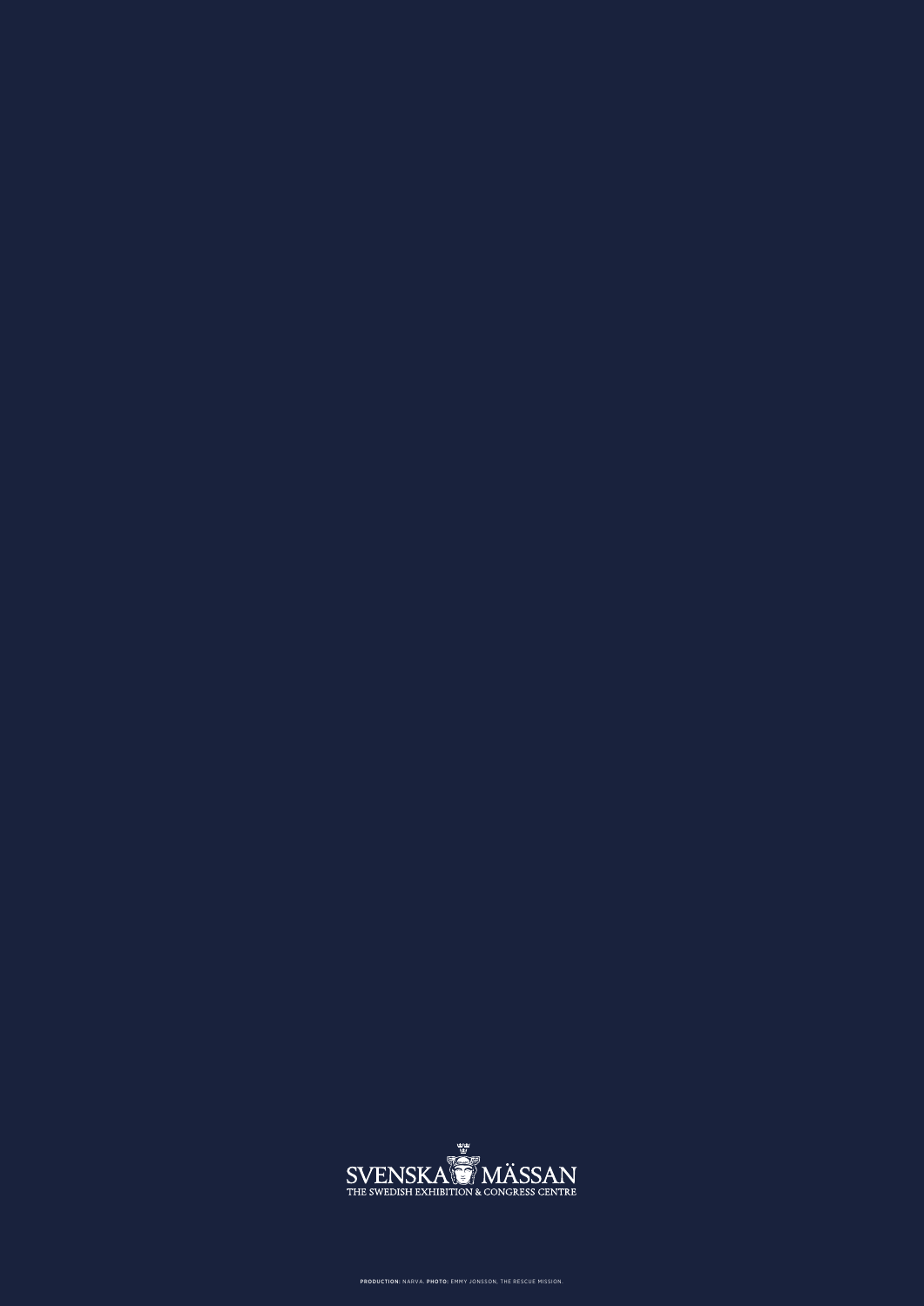SVENSKA MÄSSAN
THE SWEDISH EXHIBITION & CONGRESS CENTRE

**PRODUCTION:** NARVA. **PHOTO:** EMMY JONSSON, THE RESCUE MISSION.